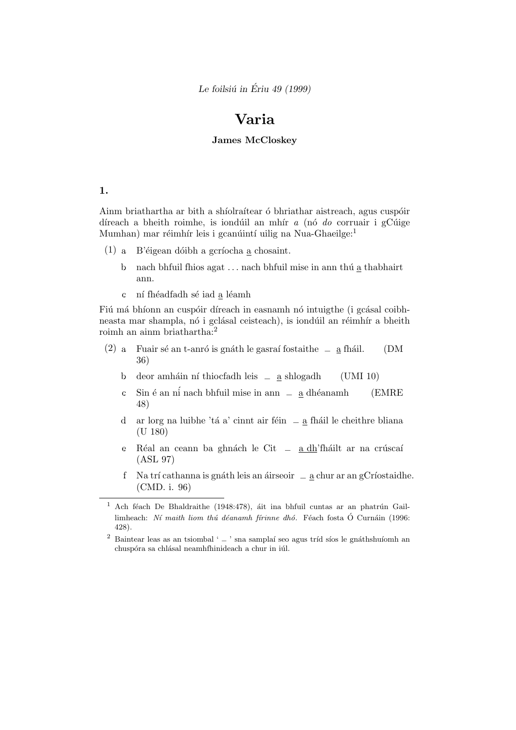*Le foilsiú in Ériu 49 (1999)*

# Varia

**James McCloskey**

### 1.

Ainm briathartha ar bith a shíolraítear ó bhriathar aistreach, agus cuspóir díreach a bheith roimhe, is iondúil an mhír *a* (nó *do* corruair i gCúige Mumhan) mar réimhír leis i gcanúintí uilig na Nua-Ghaeilge:[1]

(1) a B'éigean dóibh a gcríocha <u>a</u> chosaint.

b nach bhfuil fhios agat . . . nach bhfuil mise in ann thú <u>a</u> thabhairt ann.

c ní fhéadfadh sé iad <u>a</u> léamh

Fiú má bhíonn an cuspóir díreach in easnamh nó intuigthe (i gcásal coibhneasta mar shampla, nó i gclásal ceisteach), is iondúil an réimhír a bheith roimh an ainm briathartha:[2]

(2) a Fuair sé an t-anró is gnáth le gasraí fostaithe _ <u>a</u> fháil. (DM 36)

b deor amháin ní thiocfadh leis _ <u>a</u> shlogadh (UMI 10)

c Sin é an ní nach bhfuil mise in ann _ <u>a</u> dhéanamh (EMRE 48)

d ar lorg na luibhe 'tá a' cinnt air féin _ <u>a</u> fháil le cheithre bliana (U 180)

e Réal an ceann ba ghnách le Cit _ <u>a dh</u>'fháilt ar na crúscaí (ASL 97)

f Na trí cathanna is gnáth leis an áirseoir _ <u>a</u> chur ar an gCríostaidhe. (CMD. i. 96)

---

[1] Ach féach De Bhaldraithe (1948:478), áit ina bhfuil cuntas ar an phatrún Gaillimheach: *Ní maith liom thú déanamh fírinne dhó.* Féach fosta Ó Curnáin (1996: 428).

[2] Baintear leas as an tsiombal ' _ ' sna samplaí seo agus tríd síos le gnáthshuíomh an chuspóra sa chlásal neamhfhinideach a chur in iúl.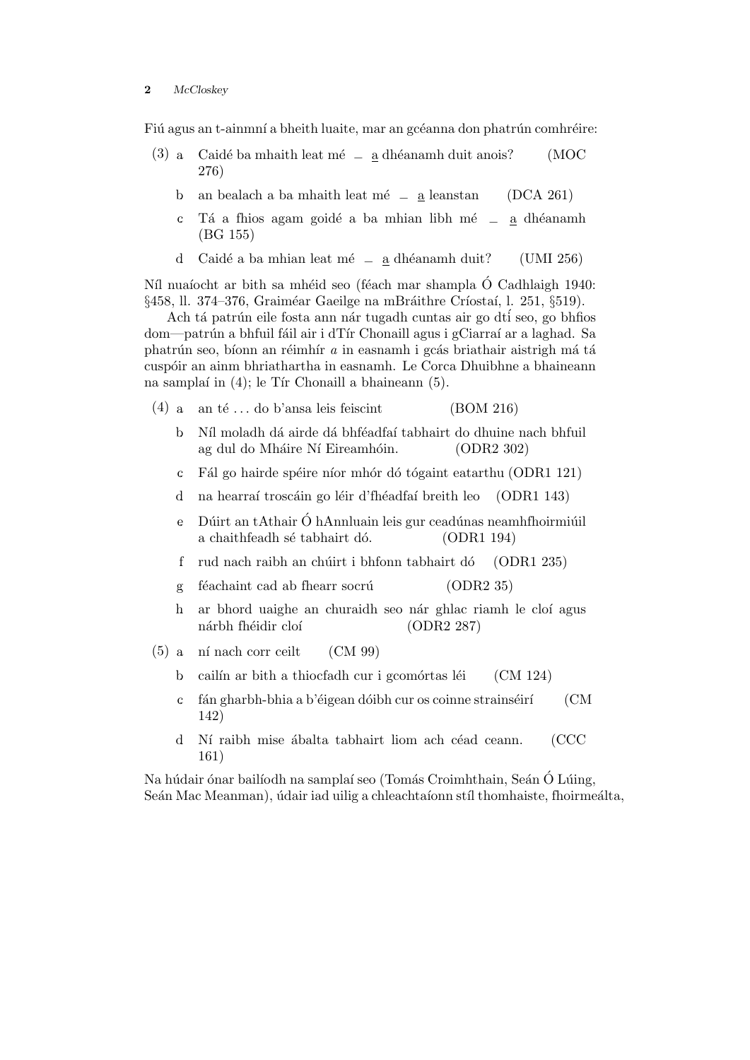Fiú agus an t-ainmní a bheith luaite, mar an gcéanna don phatrún comhréire:

(3) a Caidé ba mhaith leat mé _ a dhéanamh duit anois? (MOC 276)

b an bealach a ba mhaith leat mé _ a leanstan (DCA 261)

c Tá a fhios agam goidé a ba mhian libh mé _ a dhéanamh (BG 155)

d Caidé a ba mhian leat mé _ a dhéanamh duit? (UMI 256)

Níl nuaíocht ar bith sa mhéid seo (féach mar shampla Ó Cadhlaigh 1940: §458, ll. 374–376, Graiméar Gaeilge na mBráithre Críostaí, l. 251, §519).

Ach tá patrún eile fosta ann nár tugadh cuntas air go dtí seo, go bhfios dom—patrún a bhfuil fáil air i dTír Chonaill agus i gCiarraí ar a laghad. Sa phatrún seo, bíonn an réimhír *a* in easnamh i gcás briathair aistrigh má tá cuspóir an ainm bhriathartha in easnamh. Le Corca Dhuibhne a bhaineann na samplaí in (4); le Tír Chonaill a bhaineann (5).

(4) a an té ... do b'ansa leis feiscint (BOM 216)

b Níl moladh dá airde dá bhféadfaí tabhairt do dhuine nach bhfuil ag dul do Mháire Ní Eireamhóin. (ODR2 302)

c Fál go hairde spéire níor mhór dó tógaint eatarthu (ODR1 121)

d na hearraí troscáin go léir d'fhéadfaí breith leo (ODR1 143)

e Dúirt an tAthair Ó hAnnluain leis gur ceadúnas neamhfhoirmiúil a chaithfeadh sé tabhairt dó. (ODR1 194)

f rud nach raibh an chúirt i bhfonn tabhairt dó (ODR1 235)

g féachaint cad ab fhearr socrú (ODR2 35)

h ar bhord uaighe an churaidh seo nár ghlac riamh le cloí agus nárbh fhéidir cloí (ODR2 287)

(5) a ní nach corr ceilt (CM 99)

b cailín ar bith a thiocfadh cur i gcomórtas léi (CM 124)

c fán gharbh-bhia a b'éigean dóibh cur os coinne strainséirí (CM 142)

d Ní raibh mise ábalta tabhairt liom ach céad ceann. (CCC 161)

Na húdair ónar bailíodh na samplaí seo (Tomás Croimhthain, Seán Ó Lúing, Seán Mac Meanman), údair iad uilig a chleachtaíonn stíl thomhaiste, fhoirmeálta,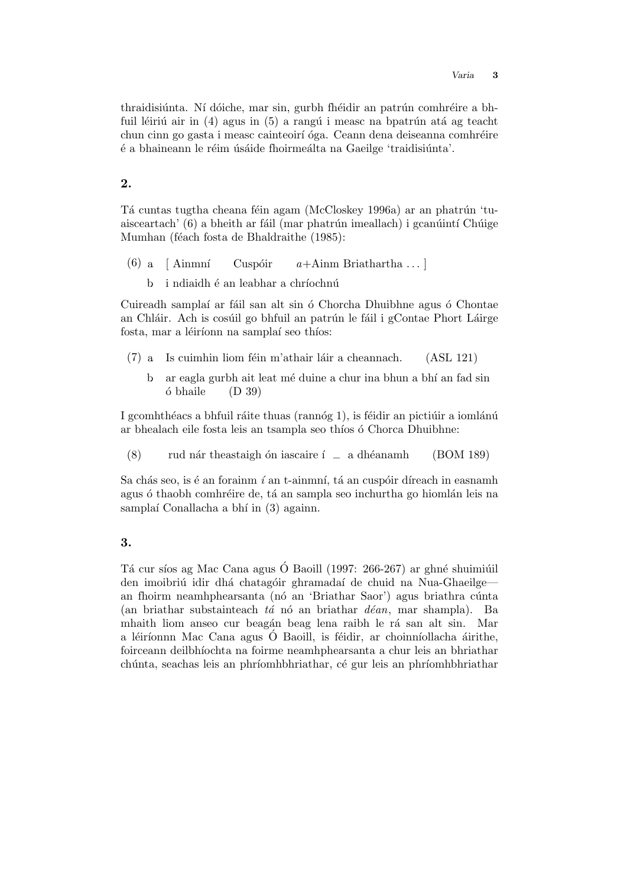thraidisiúnta. Ní dóiche, mar sin, gurbh fhéidir an patrún comhréire a bhfuil léiriú air in (4) agus in (5) a rangú i measc na bpatrún atá ag teacht chun cinn go gasta i measc cainteoirí óga. Ceann dena deiseanna comhréire é a bhaineann le réim úsáide fhoirmeálta na Gaeilge 'traidisiúnta'.

## 2.

Tá cuntas tugtha cheana féin agam (McCloskey 1996a) ar an phatrún 'tuaisceartach' (6) a bheith ar fáil (mar phatrún imeallach) i gcanúintí Chúige Mumhan (féach fosta de Bhaldraithe (1985):

(6) a [ Ainmní  Cuspóir  *a*+Ainm Briathartha . . . ]

b i ndiaidh é an leabhar a chríochnú

Cuireadh samplaí ar fáil san alt sin ó Chorcha Dhuibhne agus ó Chontae an Chláir. Ach is cosúil go bhfuil an patrún le fáil i gContae Phort Láirge fosta, mar a léiríonn na samplaí seo thíos:

(7) a Is cuimhin liom féin m'athair láir a cheannach. (ASL 121)

b ar eagla gurbh ait leat mé duine a chur ina bhun a bhí an fad sin ó bhaile (D 39)

I gcomhthéacs a bhfuil ráite thuas (rannóg 1), is féidir an pictiúir a iomlánú ar bhealach eile fosta leis an tsampla seo thíos ó Chorca Dhuibhne:

(8) rud nár theastaigh ón iascaire í _ a dhéanamh (BOM 189)

Sa chás seo, is é an forainm *í* an t-ainmní, tá an cuspóir díreach in easnamh agus ó thaobh comhréire de, tá an sampla seo inchurtha go hiomlán leis na samplaí Conallacha a bhí in (3) againn.

## 3.

Tá cur síos ag Mac Cana agus Ó Baoill (1997: 266-267) ar ghné shuimiúil den imoibriú idir dhá chatagóir ghramadaí de chuid na Nua-Ghaeilge— an fhoirm neamhphearsanta (nó an 'Briathar Saor') agus briathra cúnta (an briathar substainteach *tá* nó an briathar *déan*, mar shampla). Ba mhaith liom anseo cur beagán beag lena raibh le rá san alt sin. Mar a léiríonnn Mac Cana agus Ó Baoill, is féidir, ar choinníollacha áirithe, foirceann deilbhíochta na foirme neamhphearsanta a chur leis an bhriathar chúnta, seachas leis an phríomhbhriathar, cé gur leis an phríomhbhriathar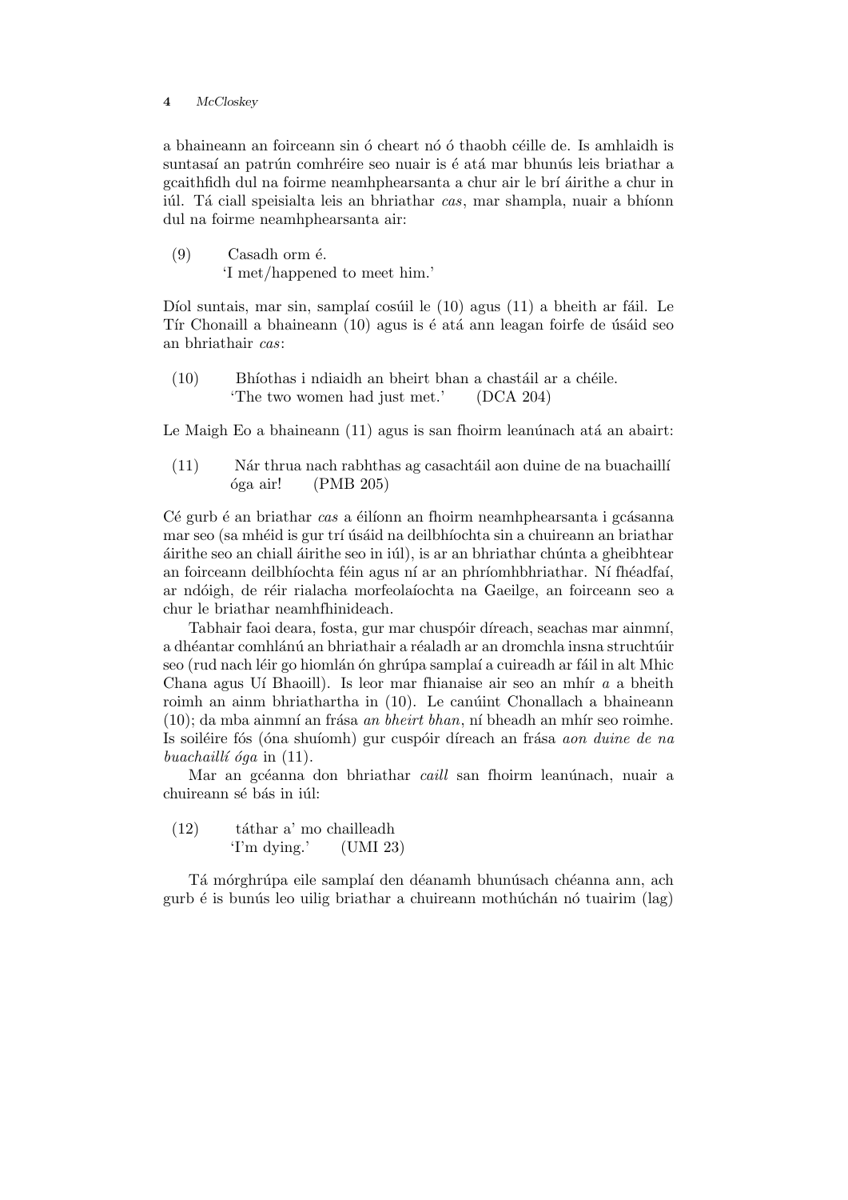a bhaineann an foirceann sin ó cheart nó ó thaobh céille de. Is amhlaidh is suntasaí an patrún comhréire seo nuair is é atá mar bhunús leis briathar a gcaithfidh dul na foirme neamhphearsanta a chur air le brí áirithe a chur in iúl. Tá ciall speisialta leis an bhriathar *cas*, mar shampla, nuair a bhíonn dul na foirme neamhphearsanta air:

(9) Casadh orm é.
'I met/happened to meet him.'

Díol suntais, mar sin, samplaí cosúil le (10) agus (11) a bheith ar fáil. Le Tír Chonaill a bhaineann (10) agus is é atá ann leagan foirfe de úsáid seo an bhriathair *cas*:

(10) Bhíothas i ndiaidh an bheirt bhan a chastáil ar a chéile.
'The two women had just met.' (DCA 204)

Le Maigh Eo a bhaineann (11) agus is san fhoirm leanúnach atá an abairt:

(11) Nár thrua nach rabhthas ag casachtáil aon duine de na buachaillí óga air! (PMB 205)

Cé gurb é an briathar *cas* a éilíonn an fhoirm neamhphearsanta i gcásanna mar seo (sa mhéid is gur trí úsáid na deilbhíochta sin a chuireann an briathar áirithe seo an chiall áirithe seo in iúl), is ar an bhriathar chúnta a gheibhtear an foirceann deilbhíochta féin agus ní ar an phríomhbhriathar. Ní fhéadfaí, ar ndóigh, de réir rialacha morfeolaíochta na Gaeilge, an foirceann seo a chur le briathar neamhfhinideach.

Tabhair faoi deara, fosta, gur mar chuspóir díreach, seachas mar ainmní, a dhéantar comhlánú an bhriathair a réaladh ar an dromchla insna struchtúir seo (rud nach léir go hiomlán ón ghrúpa samplaí a cuireadh ar fáil in alt Mhic Chana agus Uí Bhaoill). Is leor mar fhianaise air seo an mhír *a* a bheith roimh an ainm bhriathartha in (10). Le canúint Chonallach a bhaineann (10); da mba ainmní an frása *an bheirt bhan*, ní bheadh an mhír seo roimhe. Is soiléire fós (óna shuíomh) gur cuspóir díreach an frása *aon duine de na buachaillí óga* in (11).

Mar an gcéanna don bhriathar *caill* san fhoirm leanúnach, nuair a chuireann sé bás in iúl:

(12) táthar a' mo chailleadh
'I'm dying.' (UMI 23)

Tá mórghrúpa eile samplaí den déanamh bhunúsach chéanna ann, ach gurb é is bunús leo uilig briathar a chuireann mothúchán nó tuairim (lag)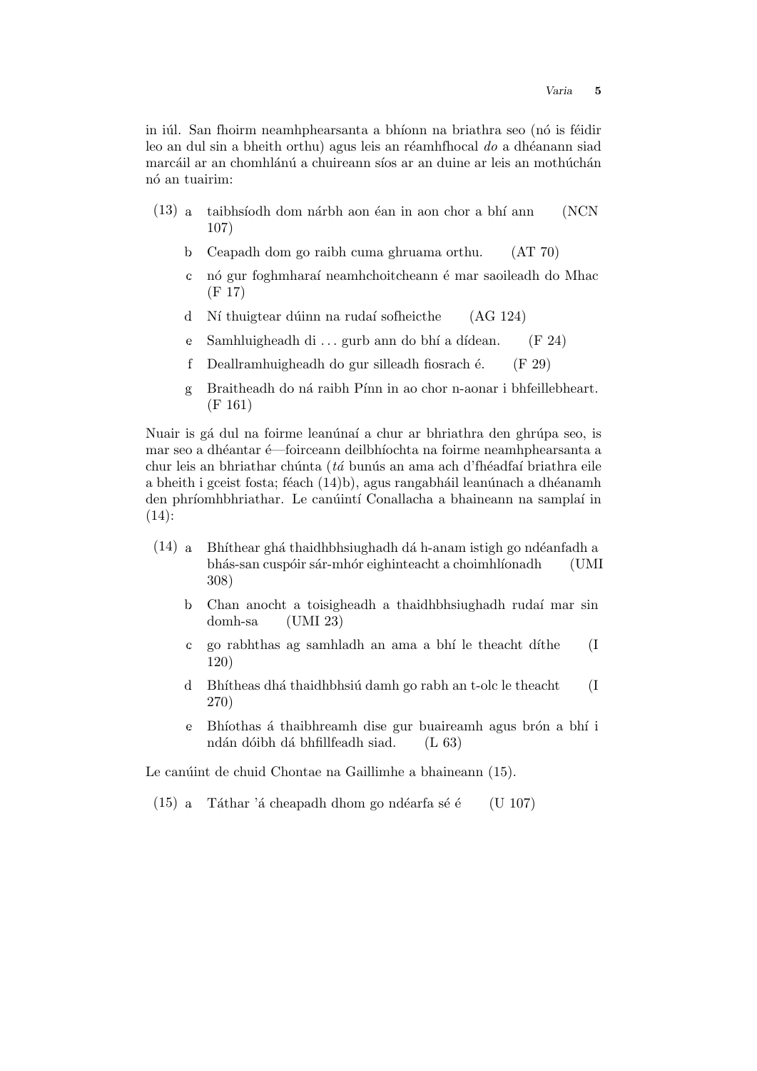in iúl. San fhoirm neamhphearsanta a bhíonn na briathra seo (nó is féidir leo an dul sin a bheith orthu) agus leis an réamhfhocal *do* a dhéanann siad marcáil ar an chomhlánú a chuireann síos ar an duine ar leis an mothúchán nó an tuairim:

(13) a  taibhsíodh dom nárbh aon éan in aon chor a bhí ann  (NCN 107)

b  Ceapadh dom go raibh cuma ghruama orthu.  (AT 70)

c  nó gur foghmharaí neamhchoitcheann é mar saoileadh do Mhac  (F 17)

d  Ní thuigtear dúinn na rudaí sofheicthe  (AG 124)

e  Samhluigheadh di ... gurb ann do bhí a dídean.  (F 24)

f  Deallramhuigheadh do gur silleadh fiosrach é.  (F 29)

g  Braitheadh do ná raibh Pínn in ao chor n-aonar i bhfeillebheart.  (F 161)

Nuair is gá dul na foirme leanúnaí a chur ar bhriathra den ghrúpa seo, is mar seo a dhéantar é—foirceann deilbhíochta na foirme neamhphearsanta a chur leis an bhriathar chúnta (*tá* bunús an ama ach d'fhéadfaí briathra eile a bheith i gceist fosta; féach (14)b), agus rangabháil leanúnach a dhéanamh den phríomhbhriathar. Le canúintí Conallacha a bhaineann na samplaí in (14):

(14) a  Bhíthear ghá thaidhbhsiughadh dá h-anam istigh go ndéanfadh a bhás-san cuspóir sár-mhór eighinteacht a choimhlíonadh  (UMI 308)

b  Chan anocht a toisigheadh a thaidhbhsiughadh rudaí mar sin domh-sa  (UMI 23)

c  go rabhthas ag samhladh an ama a bhí le theacht díthe  (I 120)

d  Bhítheas dhá thaidhbhsiú damh go rabh an t-olc le theacht  (I 270)

e  Bhíothas á thaibhreamh dise gur buaireamh agus brón a bhí i ndán dóibh dá bhfillfeadh siad.  (L 63)

Le canúint de chuid Chontae na Gaillimhe a bhaineann (15).

(15) a  Táthar 'á cheapadh dhom go ndéarfa sé é  (U 107)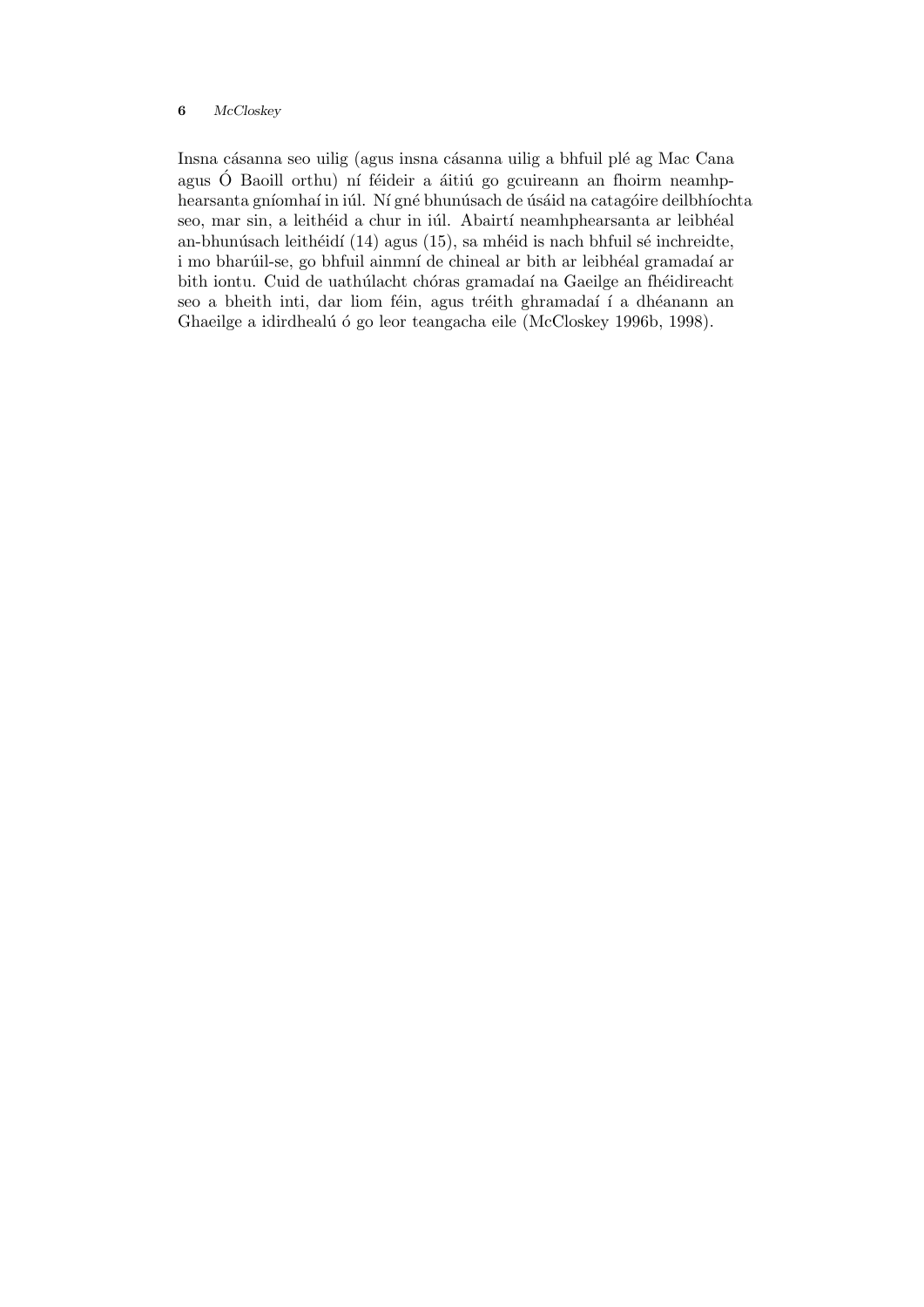Insna cásanna seo uilig (agus insna cásanna uilig a bhfuil plé ag Mac Cana agus Ó Baoill orthu) ní féideir a áitiú go gcuireann an fhoirm neamhphearsanta gníomhaí in iúl. Ní gné bhunúsach de úsáid na catagóire deilbhíochta seo, mar sin, a leithéid a chur in iúl. Abairtí neamhphearsanta ar leibhéal an-bhunúsach leithéidí (14) agus (15), sa mhéid is nach bhfuil sé inchreidte, i mo bharúil-se, go bhfuil ainmní de chineal ar bith ar leibhéal gramadaí ar bith iontu. Cuid de uathúlacht chóras gramadaí na Gaeilge an fhéidireacht seo a bheith inti, dar liom féin, agus tréith ghramadaí í a dhéanann an Ghaeilge a idirdhealú ó go leor teangacha eile (McCloskey 1996b, 1998).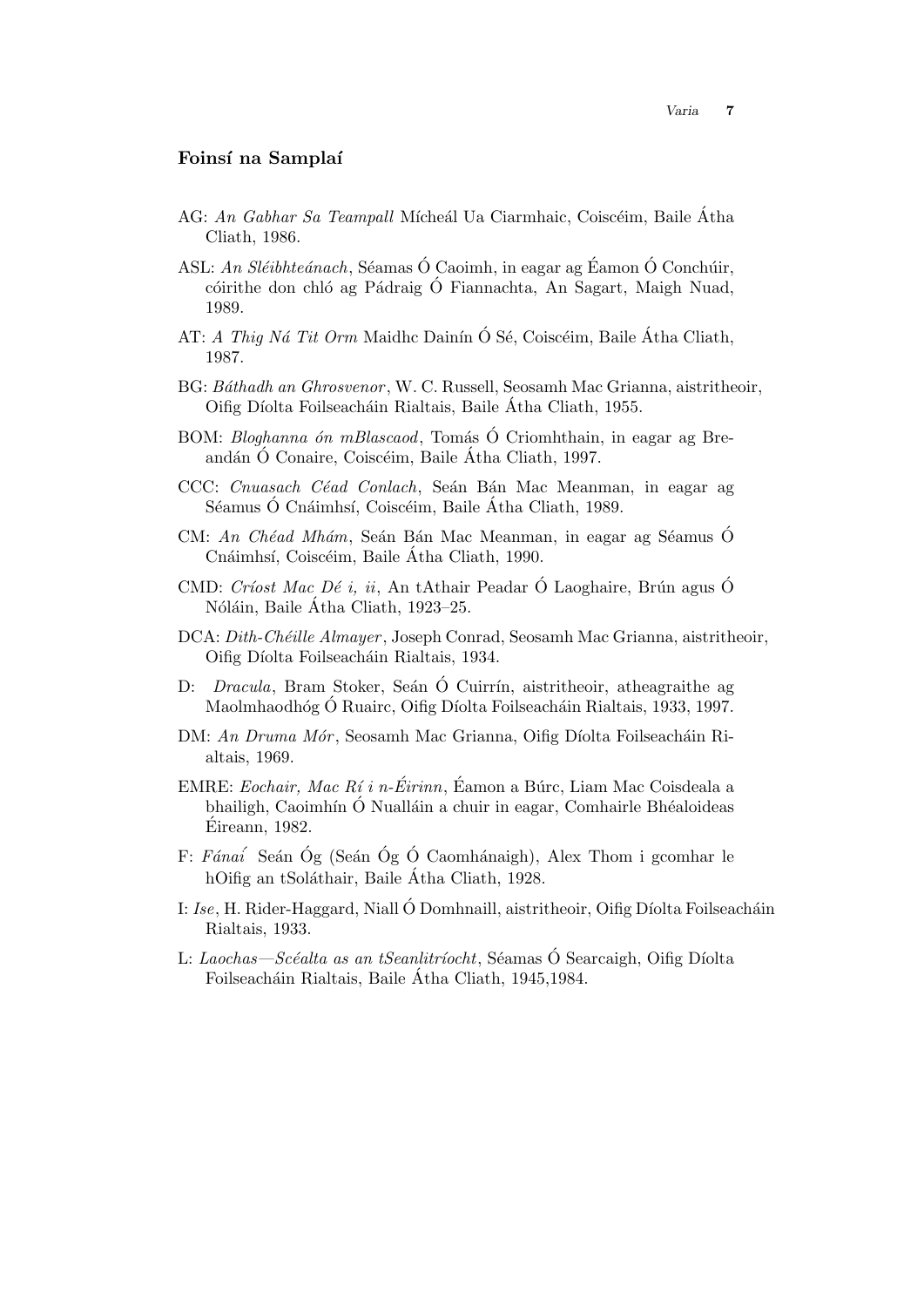### Foinsí na Samplaí

AG: *An Gabhar Sa Teampall* Mícheál Ua Ciarmhaic, Coiscéim, Baile Átha Cliath, 1986.

ASL: *An Sléibhteánach*, Séamas Ó Caoimh, in eagar ag Éamon Ó Conchúir, cóirithe don chló ag Pádraig Ó Fiannachta, An Sagart, Maigh Nuad, 1989.

AT: *A Thig Ná Tit Orm* Maidhc Dainín Ó Sé, Coiscéim, Baile Átha Cliath, 1987.

BG: *Báthadh an Ghrosvenor*, W. C. Russell, Seosamh Mac Grianna, aistritheoir, Oifig Díolta Foilseacháin Rialtais, Baile Átha Cliath, 1955.

BOM: *Bloghanna ón mBlascaod*, Tomás Ó Criomhthain, in eagar ag Breandán Ó Conaire, Coiscéim, Baile Átha Cliath, 1997.

CCC: *Cnuasach Céad Conlach*, Seán Bán Mac Meanman, in eagar ag Séamus Ó Cnáimhsí, Coiscéim, Baile Átha Cliath, 1989.

CM: *An Chéad Mhám*, Seán Bán Mac Meanman, in eagar ag Séamus Ó Cnáimhsí, Coiscéim, Baile Átha Cliath, 1990.

CMD: *Críost Mac Dé i, ii*, An tAthair Peadar Ó Laoghaire, Brún agus Ó Nóláin, Baile Átha Cliath, 1923–25.

DCA: *Dith-Chéille Almayer*, Joseph Conrad, Seosamh Mac Grianna, aistritheoir, Oifig Díolta Foilseacháin Rialtais, 1934.

D: *Dracula*, Bram Stoker, Seán Ó Cuirrín, aistritheoir, atheagraithe ag Maolmhaodhóg Ó Ruairc, Oifig Díolta Foilseacháin Rialtais, 1933, 1997.

DM: *An Druma Mór*, Seosamh Mac Grianna, Oifig Díolta Foilseacháin Rialtais, 1969.

EMRE: *Eochair, Mac Rí i n-Éirinn*, Éamon a Búrc, Liam Mac Coisdeala a bhailigh, Caoimhín Ó Nualláin a chuir in eagar, Comhairle Bhéaloideas Éireann, 1982.

F: *Fánaí* Seán Óg (Seán Óg Ó Caomhánaigh), Alex Thom i gcomhar le hOifig an tSoláthair, Baile Átha Cliath, 1928.

I: *Ise*, H. Rider-Haggard, Niall Ó Domhnaill, aistritheoir, Oifig Díolta Foilseacháin Rialtais, 1933.

L: *Laochas—Scéalta as an tSeanlitríocht*, Séamas Ó Searcaigh, Oifig Díolta Foilseacháin Rialtais, Baile Átha Cliath, 1945,1984.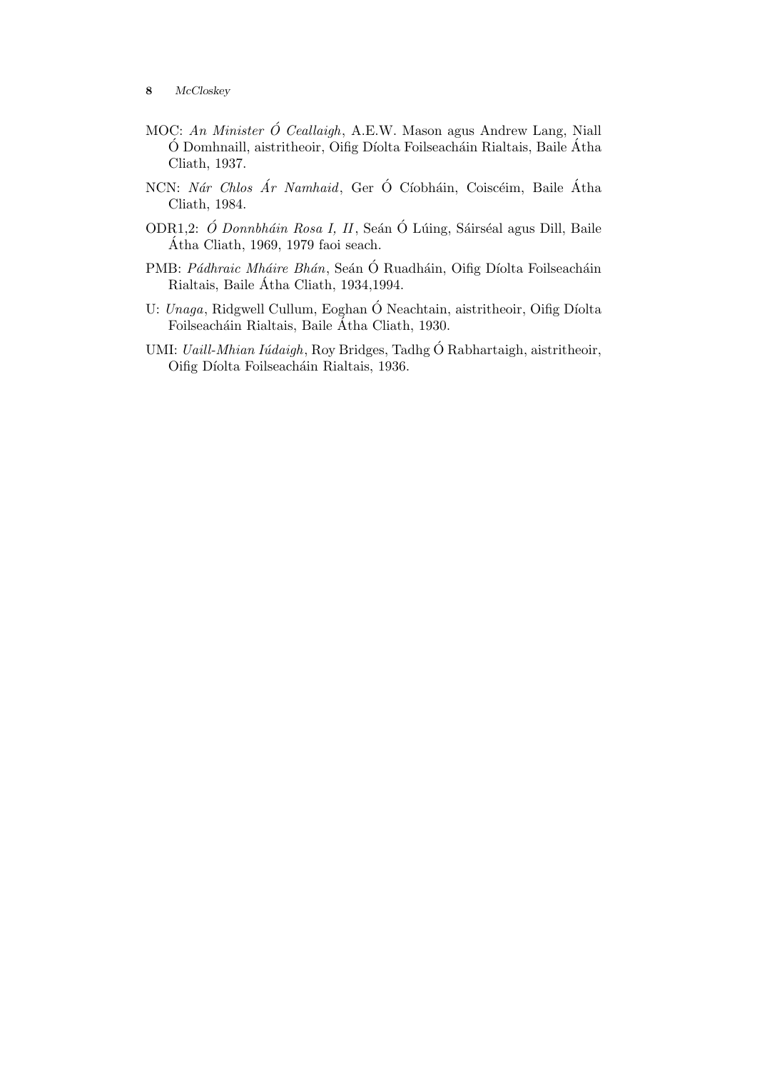MOC: *An Minister Ó Ceallaigh*, A.E.W. Mason agus Andrew Lang, Niall Ó Domhnaill, aistritheoir, Oifig Díolta Foilseacháin Rialtais, Baile Átha Cliath, 1937.

NCN: *Nár Chlos Ár Namhaid*, Ger Ó Cíobháin, Coiscéim, Baile Átha Cliath, 1984.

ODR1,2: *Ó Donnbháin Rosa I, II*, Seán Ó Lúing, Sáirséal agus Dill, Baile Átha Cliath, 1969, 1979 faoi seach.

PMB: *Pádhraic Mháire Bhán*, Seán Ó Ruadháin, Oifig Díolta Foilseacháin Rialtais, Baile Átha Cliath, 1934,1994.

U: *Unaga*, Ridgwell Cullum, Eoghan Ó Neachtain, aistritheoir, Oifig Díolta Foilseacháin Rialtais, Baile Átha Cliath, 1930.

UMI: *Uaill-Mhian Iúdaigh*, Roy Bridges, Tadhg Ó Rabhartaigh, aistritheoir, Oifig Díolta Foilseacháin Rialtais, 1936.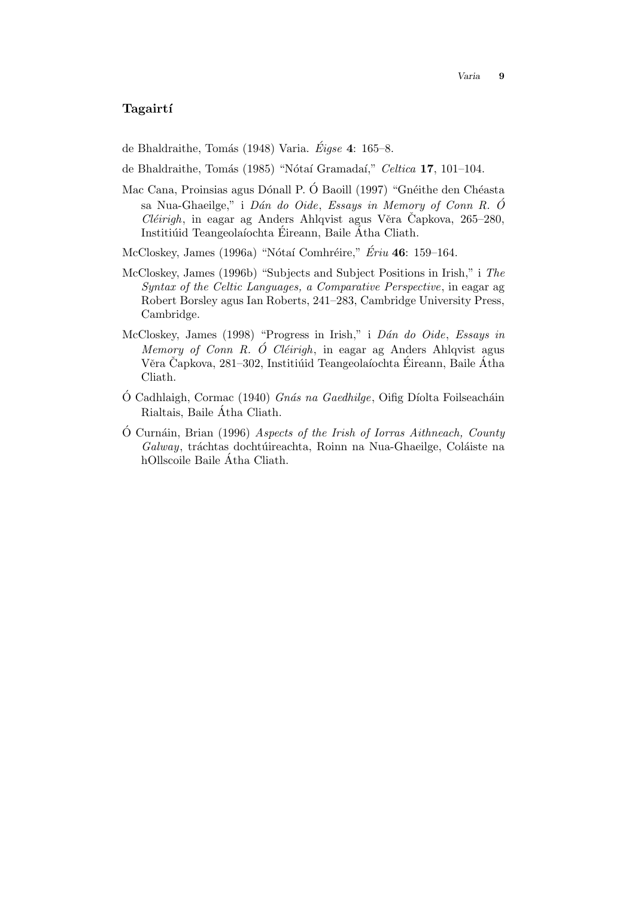## Tagairtí

de Bhaldraithe, Tomás (1948) Varia. *Éigse* **4**: 165–8.

de Bhaldraithe, Tomás (1985) "Nótaí Gramadaí," *Celtica* **17**, 101–104.

Mac Cana, Proinsias agus Dónall P. Ó Baoill (1997) "Gnéithe den Chéasta sa Nua-Ghaeilge," i *Dán do Oide*, *Essays in Memory of Conn R. Ó Cléirigh*, in eagar ag Anders Ahlqvist agus Věra Čapkova, 265–280, Institiúid Teangeolaíochta Éireann, Baile Átha Cliath.

McCloskey, James (1996a) "Nótaí Comhréire," *Ériu* **46**: 159–164.

McCloskey, James (1996b) "Subjects and Subject Positions in Irish," i *The Syntax of the Celtic Languages, a Comparative Perspective*, in eagar ag Robert Borsley agus Ian Roberts, 241–283, Cambridge University Press, Cambridge.

McCloskey, James (1998) "Progress in Irish," i *Dán do Oide*, *Essays in Memory of Conn R. Ó Cléirigh*, in eagar ag Anders Ahlqvist agus Věra Čapkova, 281–302, Institiúid Teangeolaíochta Éireann, Baile Átha Cliath.

Ó Cadhlaigh, Cormac (1940) *Gnás na Gaedhilge*, Oifig Díolta Foilseacháin Rialtais, Baile Átha Cliath.

Ó Curnáin, Brian (1996) *Aspects of the Irish of Iorras Aithneach, County Galway*, tráchtas dochtúireachta, Roinn na Nua-Ghaeilge, Coláiste na hOllscoile Baile Átha Cliath.